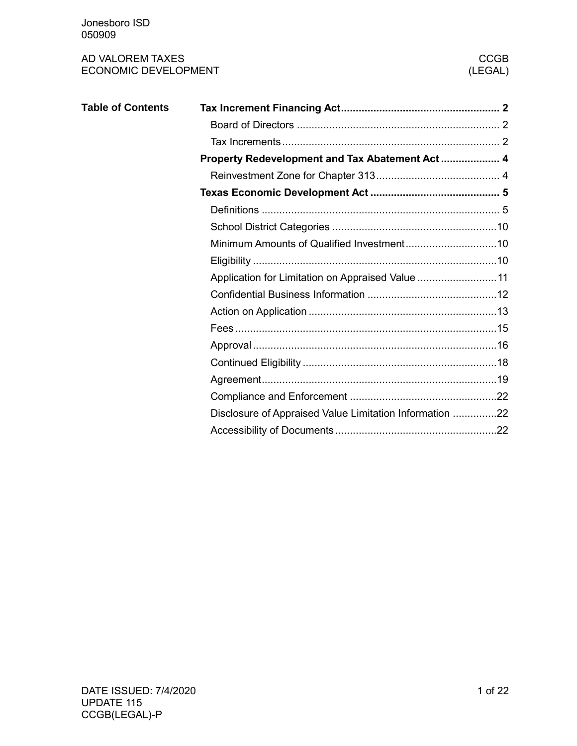Jonesboro ISD
050909

AD VALOREM TAXES
ECONOMIC DEVELOPMENT

CCGB
(LEGAL)

**Table of Contents**

- **Tax Increment Financing Act** ..... 2
  - Board of Directors ..... 2
  - Tax Increments ..... 2
- **Property Redevelopment and Tax Abatement Act** ..... 4
  - Reinvestment Zone for Chapter 313 ..... 4
- **Texas Economic Development Act** ..... 5
  - Definitions ..... 5
  - School District Categories ..... 10
  - Minimum Amounts of Qualified Investment ..... 10
  - Eligibility ..... 10
  - Application for Limitation on Appraised Value ..... 11
  - Confidential Business Information ..... 12
  - Action on Application ..... 13
  - Fees ..... 15
  - Approval ..... 16
  - Continued Eligibility ..... 18
  - Agreement ..... 19
  - Compliance and Enforcement ..... 22
  - Disclosure of Appraised Value Limitation Information ..... 22
  - Accessibility of Documents ..... 22

DATE ISSUED: 7/4/2020
UPDATE 115
CCGB(LEGAL)-P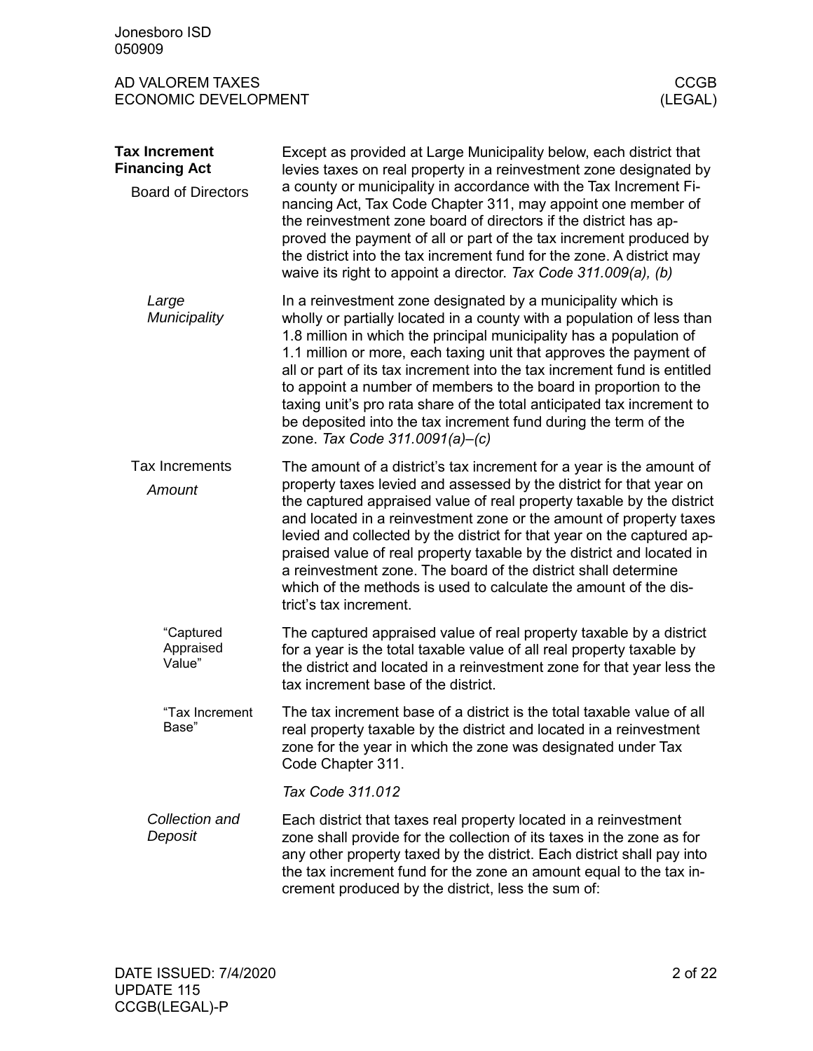## Tax Increment Financing Act

### Board of Directors

Except as provided at Large Municipality below, each district that levies taxes on real property in a reinvestment zone designated by a county or municipality in accordance with the Tax Increment Financing Act, Tax Code Chapter 311, may appoint one member of the reinvestment zone board of directors if the district has approved the payment of all or part of the tax increment produced by the district into the tax increment fund for the zone. A district may waive its right to appoint a director. *Tax Code 311.009(a), (b)*

#### *Large Municipality*

In a reinvestment zone designated by a municipality which is wholly or partially located in a county with a population of less than 1.8 million in which the principal municipality has a population of 1.1 million or more, each taxing unit that approves the payment of all or part of its tax increment into the tax increment fund is entitled to appoint a number of members to the board in proportion to the taxing unit's pro rata share of the total anticipated tax increment to be deposited into the tax increment fund during the term of the zone. *Tax Code 311.0091(a)–(c)*

### Tax Increments

#### *Amount*

The amount of a district's tax increment for a year is the amount of property taxes levied and assessed by the district for that year on the captured appraised value of real property taxable by the district and located in a reinvestment zone or the amount of property taxes levied and collected by the district for that year on the captured appraised value of real property taxable by the district and located in a reinvestment zone. The board of the district shall determine which of the methods is used to calculate the amount of the district's tax increment.

##### "Captured Appraised Value"

The captured appraised value of real property taxable by a district for a year is the total taxable value of all real property taxable by the district and located in a reinvestment zone for that year less the tax increment base of the district.

##### "Tax Increment Base"

The tax increment base of a district is the total taxable value of all real property taxable by the district and located in a reinvestment zone for the year in which the zone was designated under Tax Code Chapter 311.

*Tax Code 311.012*

#### *Collection and Deposit*

Each district that taxes real property located in a reinvestment zone shall provide for the collection of its taxes in the zone as for any other property taxed by the district. Each district shall pay into the tax increment fund for the zone an amount equal to the tax increment produced by the district, less the sum of: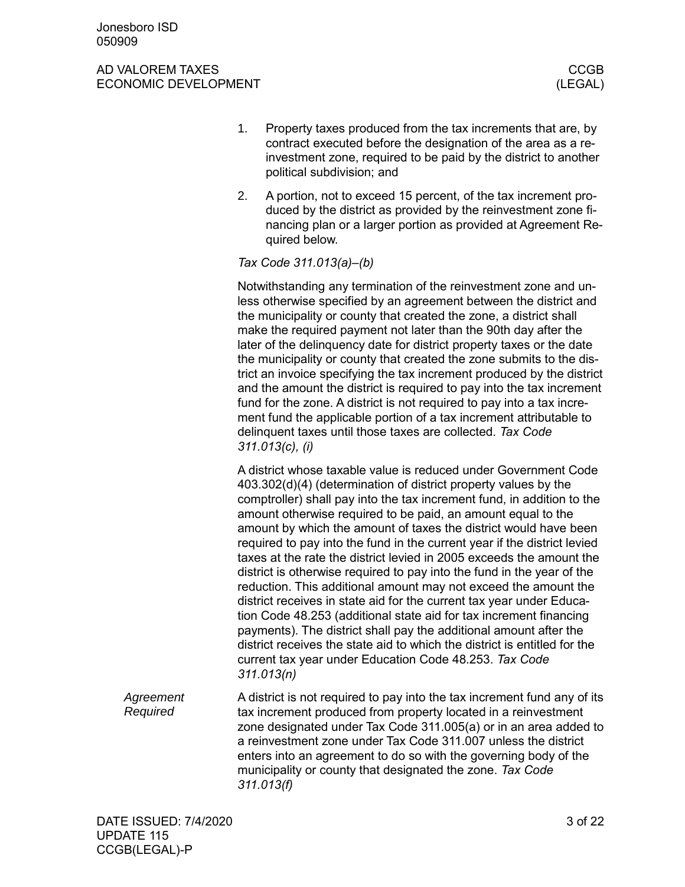1. Property taxes produced from the tax increments that are, by contract executed before the designation of the area as a reinvestment zone, required to be paid by the district to another political subdivision; and
2. A portion, not to exceed 15 percent, of the tax increment produced by the district as provided by the reinvestment zone financing plan or a larger portion as provided at Agreement Required below.

*Tax Code 311.013(a)–(b)*

Notwithstanding any termination of the reinvestment zone and unless otherwise specified by an agreement between the district and the municipality or county that created the zone, a district shall make the required payment not later than the 90th day after the later of the delinquency date for district property taxes or the date the municipality or county that created the zone submits to the district an invoice specifying the tax increment produced by the district and the amount the district is required to pay into the tax increment fund for the zone. A district is not required to pay into a tax increment fund the applicable portion of a tax increment attributable to delinquent taxes until those taxes are collected. *Tax Code 311.013(c), (i)*

A district whose taxable value is reduced under Government Code 403.302(d)(4) (determination of district property values by the comptroller) shall pay into the tax increment fund, in addition to the amount otherwise required to be paid, an amount equal to the amount by which the amount of taxes the district would have been required to pay into the fund in the current year if the district levied taxes at the rate the district levied in 2005 exceeds the amount the district is otherwise required to pay into the fund in the year of the reduction. This additional amount may not exceed the amount the district receives in state aid for the current tax year under Education Code 48.253 (additional state aid for tax increment financing payments). The district shall pay the additional amount after the district receives the state aid to which the district is entitled for the current tax year under Education Code 48.253. *Tax Code 311.013(n)*

### *Agreement Required*

A district is not required to pay into the tax increment fund any of its tax increment produced from property located in a reinvestment zone designated under Tax Code 311.005(a) or in an area added to a reinvestment zone under Tax Code 311.007 unless the district enters into an agreement to do so with the governing body of the municipality or county that designated the zone. *Tax Code 311.013(f)*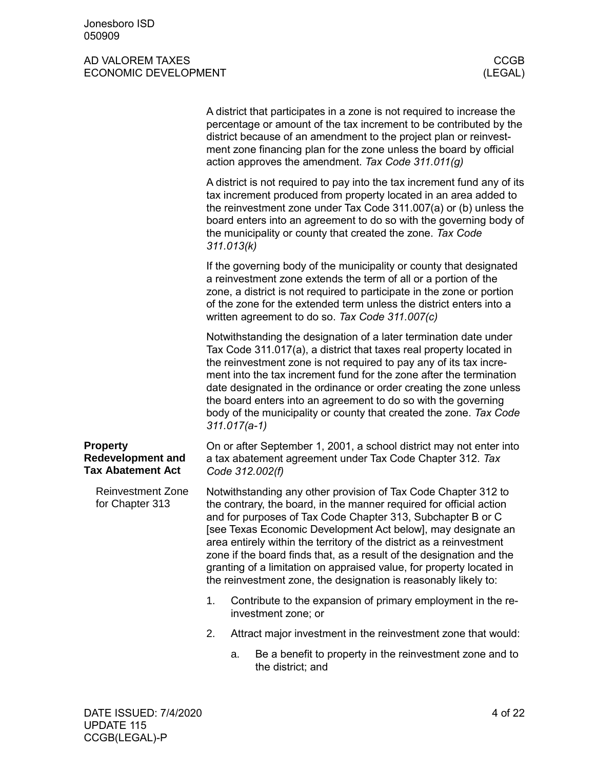A district that participates in a zone is not required to increase the percentage or amount of the tax increment to be contributed by the district because of an amendment to the project plan or reinvestment zone financing plan for the zone unless the board by official action approves the amendment. *Tax Code 311.011(g)*

A district is not required to pay into the tax increment fund any of its tax increment produced from property located in an area added to the reinvestment zone under Tax Code 311.007(a) or (b) unless the board enters into an agreement to do so with the governing body of the municipality or county that created the zone. *Tax Code 311.013(k)*

If the governing body of the municipality or county that designated a reinvestment zone extends the term of all or a portion of the zone, a district is not required to participate in the zone or portion of the zone for the extended term unless the district enters into a written agreement to do so. *Tax Code 311.007(c)*

Notwithstanding the designation of a later termination date under Tax Code 311.017(a), a district that taxes real property located in the reinvestment zone is not required to pay any of its tax increment into the tax increment fund for the zone after the termination date designated in the ordinance or order creating the zone unless the board enters into an agreement to do so with the governing body of the municipality or county that created the zone. *Tax Code 311.017(a-1)*

## Property Redevelopment and Tax Abatement Act

On or after September 1, 2001, a school district may not enter into a tax abatement agreement under Tax Code Chapter 312. *Tax Code 312.002(f)*

### Reinvestment Zone for Chapter 313

Notwithstanding any other provision of Tax Code Chapter 312 to the contrary, the board, in the manner required for official action and for purposes of Tax Code Chapter 313, Subchapter B or C [see Texas Economic Development Act below], may designate an area entirely within the territory of the district as a reinvestment zone if the board finds that, as a result of the designation and the granting of a limitation on appraised value, for property located in the reinvestment zone, the designation is reasonably likely to:

1. Contribute to the expansion of primary employment in the reinvestment zone; or
2. Attract major investment in the reinvestment zone that would:
    a. Be a benefit to property in the reinvestment zone and to the district; and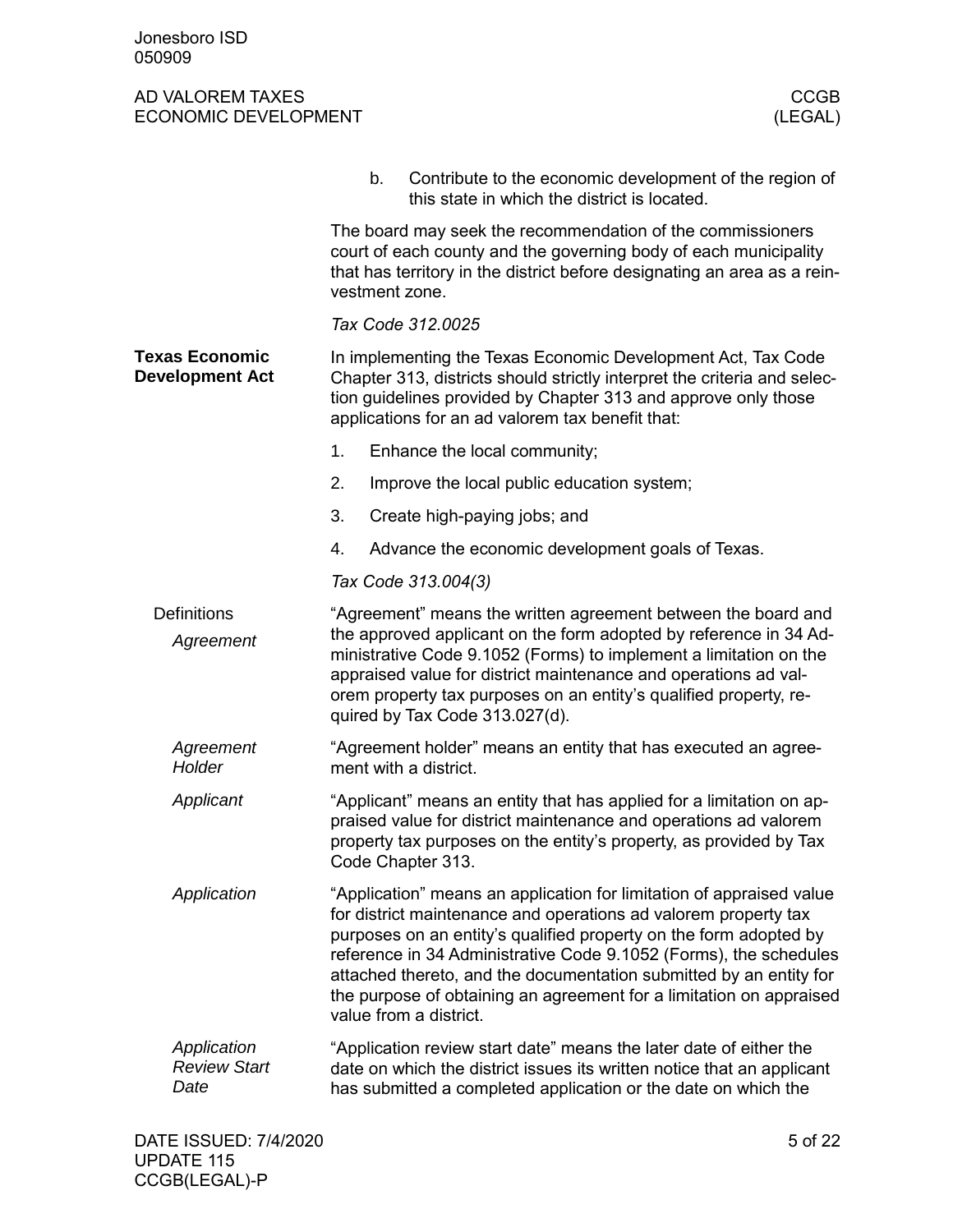b. Contribute to the economic development of the region of this state in which the district is located.

The board may seek the recommendation of the commissioners court of each county and the governing body of each municipality that has territory in the district before designating an area as a reinvestment zone.

*Tax Code 312.0025*

## Texas Economic Development Act

In implementing the Texas Economic Development Act, Tax Code Chapter 313, districts should strictly interpret the criteria and selection guidelines provided by Chapter 313 and approve only those applications for an ad valorem tax benefit that:

1. Enhance the local community;
2. Improve the local public education system;
3. Create high-paying jobs; and
4. Advance the economic development goals of Texas.

*Tax Code 313.004(3)*

### Definitions

#### *Agreement*

"Agreement" means the written agreement between the board and the approved applicant on the form adopted by reference in 34 Administrative Code 9.1052 (Forms) to implement a limitation on the appraised value for district maintenance and operations ad valorem property tax purposes on an entity's qualified property, required by Tax Code 313.027(d).

#### *Agreement Holder*

"Agreement holder" means an entity that has executed an agreement with a district.

#### *Applicant*

"Applicant" means an entity that has applied for a limitation on appraised value for district maintenance and operations ad valorem property tax purposes on the entity's property, as provided by Tax Code Chapter 313.

#### *Application*

"Application" means an application for limitation of appraised value for district maintenance and operations ad valorem property tax purposes on an entity's qualified property on the form adopted by reference in 34 Administrative Code 9.1052 (Forms), the schedules attached thereto, and the documentation submitted by an entity for the purpose of obtaining an agreement for a limitation on appraised value from a district.

#### *Application Review Start Date*

"Application review start date" means the later date of either the date on which the district issues its written notice that an applicant has submitted a completed application or the date on which the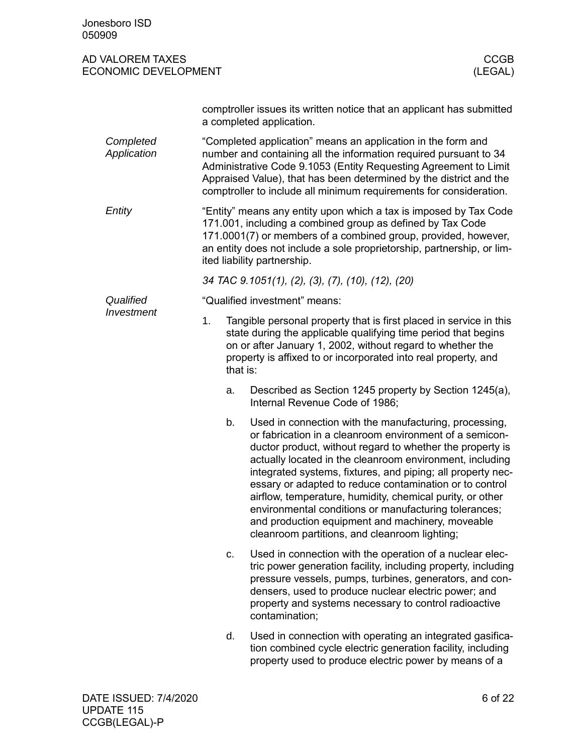comptroller issues its written notice that an applicant has submitted a completed application.

*Completed Application*

"Completed application" means an application in the form and number and containing all the information required pursuant to 34 Administrative Code 9.1053 (Entity Requesting Agreement to Limit Appraised Value), that has been determined by the district and the comptroller to include all minimum requirements for consideration.

*Entity*

"Entity" means any entity upon which a tax is imposed by Tax Code 171.001, including a combined group as defined by Tax Code 171.0001(7) or members of a combined group, provided, however, an entity does not include a sole proprietorship, partnership, or limited liability partnership.

*34 TAC 9.1051(1), (2), (3), (7), (10), (12), (20)*

*Qualified Investment*

"Qualified investment" means:

1. Tangible personal property that is first placed in service in this state during the applicable qualifying time period that begins on or after January 1, 2002, without regard to whether the property is affixed to or incorporated into real property, and that is:
   a. Described as Section 1245 property by Section 1245(a), Internal Revenue Code of 1986;
   b. Used in connection with the manufacturing, processing, or fabrication in a cleanroom environment of a semiconductor product, without regard to whether the property is actually located in the cleanroom environment, including integrated systems, fixtures, and piping; all property necessary or adapted to reduce contamination or to control airflow, temperature, humidity, chemical purity, or other environmental conditions or manufacturing tolerances; and production equipment and machinery, moveable cleanroom partitions, and cleanroom lighting;
   c. Used in connection with the operation of a nuclear electric power generation facility, including property, including pressure vessels, pumps, turbines, generators, and condensers, used to produce nuclear electric power; and property and systems necessary to control radioactive contamination;
   d. Used in connection with operating an integrated gasification combined cycle electric generation facility, including property used to produce electric power by means of a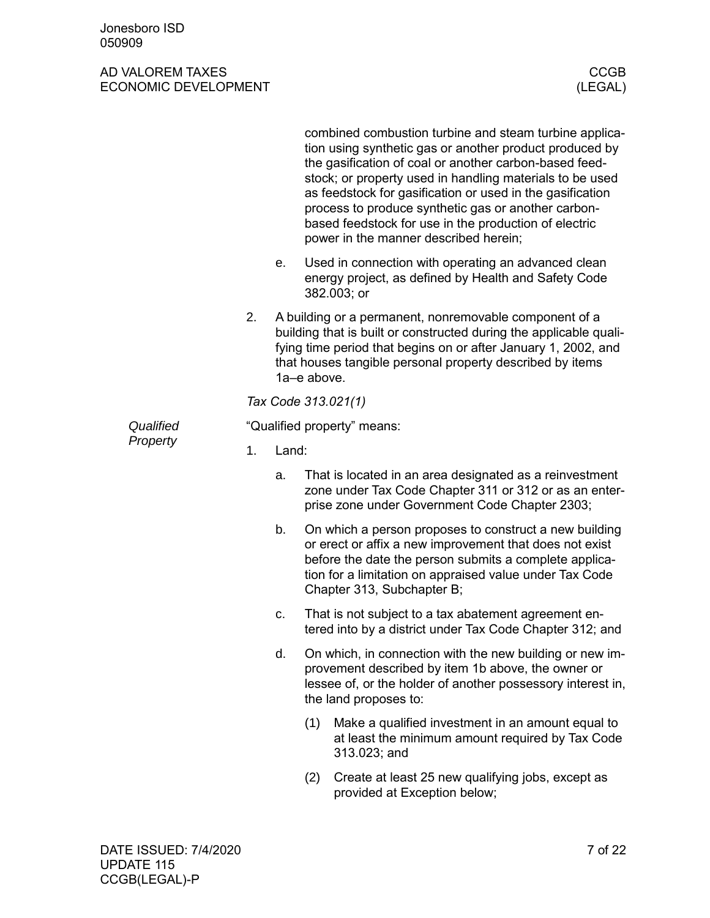combined combustion turbine and steam turbine application using synthetic gas or another product produced by the gasification of coal or another carbon-based feedstock; or property used in handling materials to be used as feedstock for gasification or used in the gasification process to produce synthetic gas or another carbon-based feedstock for use in the production of electric power in the manner described herein;

   e. Used in connection with operating an advanced clean energy project, as defined by Health and Safety Code 382.003; or

2. A building or a permanent, nonremovable component of a building that is built or constructed during the applicable qualifying time period that begins on or after January 1, 2002, and that houses tangible personal property described by items 1a–e above.

*Tax Code 313.021(1)*

*Qualified Property*

"Qualified property" means:

1. Land:

   a. That is located in an area designated as a reinvestment zone under Tax Code Chapter 311 or 312 or as an enterprise zone under Government Code Chapter 2303;

   b. On which a person proposes to construct a new building or erect or affix a new improvement that does not exist before the date the person submits a complete application for a limitation on appraised value under Tax Code Chapter 313, Subchapter B;

   c. That is not subject to a tax abatement agreement entered into by a district under Tax Code Chapter 312; and

   d. On which, in connection with the new building or new improvement described by item 1b above, the owner or lessee of, or the holder of another possessory interest in, the land proposes to:

      (1) Make a qualified investment in an amount equal to at least the minimum amount required by Tax Code 313.023; and

      (2) Create at least 25 new qualifying jobs, except as provided at Exception below;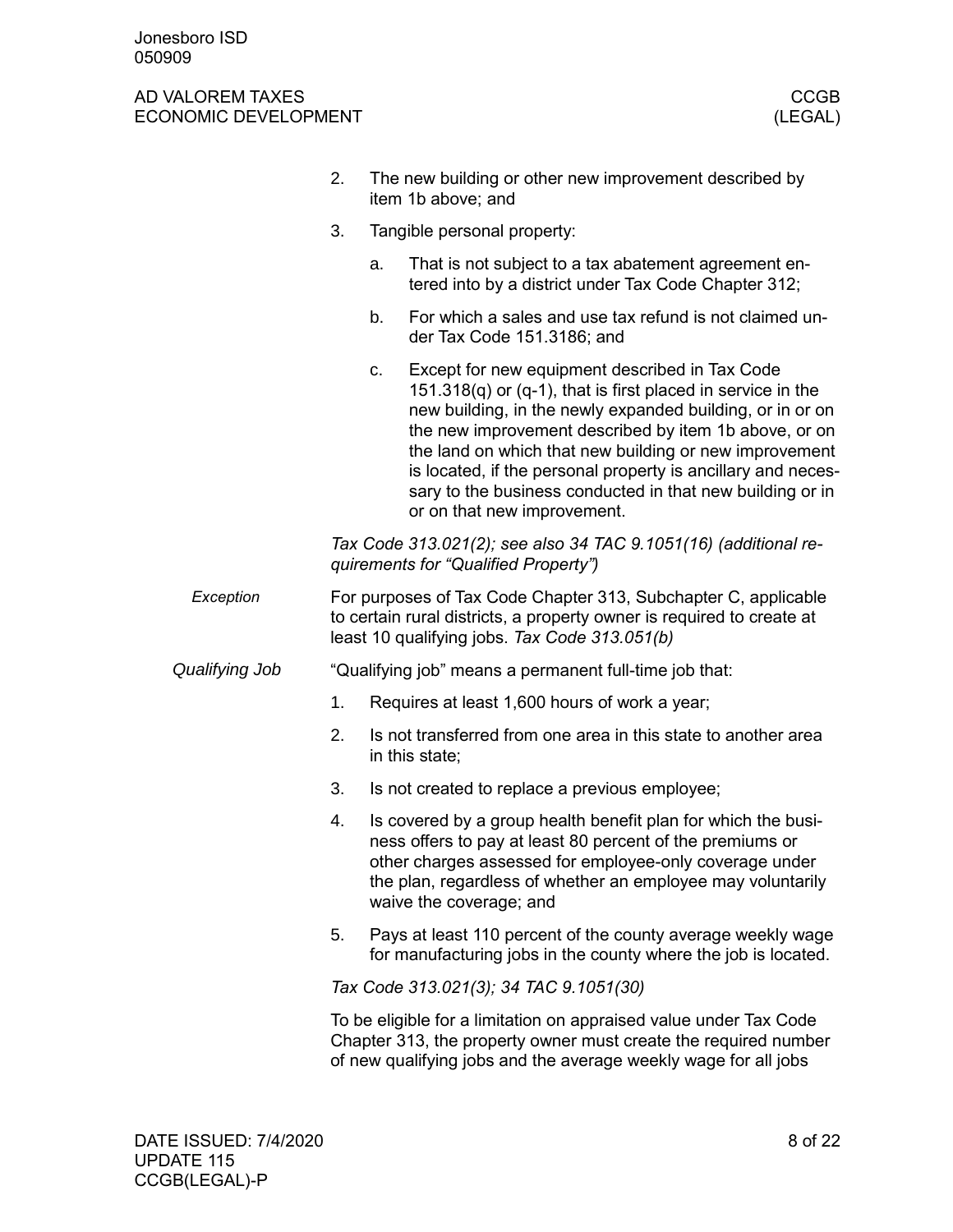2. The new building or other new improvement described by item 1b above; and
3. Tangible personal property:
   a. That is not subject to a tax abatement agreement entered into by a district under Tax Code Chapter 312;
   b. For which a sales and use tax refund is not claimed under Tax Code 151.3186; and
   c. Except for new equipment described in Tax Code 151.318(q) or (q-1), that is first placed in service in the new building, in the newly expanded building, or in or on the new improvement described by item 1b above, or on the land on which that new building or new improvement is located, if the personal property is ancillary and necessary to the business conducted in that new building or in or on that new improvement.

*Tax Code 313.021(2); see also 34 TAC 9.1051(16) (additional requirements for "Qualified Property")*

*Exception*

For purposes of Tax Code Chapter 313, Subchapter C, applicable to certain rural districts, a property owner is required to create at least 10 qualifying jobs. *Tax Code 313.051(b)*

*Qualifying Job*

"Qualifying job" means a permanent full-time job that:

1. Requires at least 1,600 hours of work a year;
2. Is not transferred from one area in this state to another area in this state;
3. Is not created to replace a previous employee;
4. Is covered by a group health benefit plan for which the business offers to pay at least 80 percent of the premiums or other charges assessed for employee-only coverage under the plan, regardless of whether an employee may voluntarily waive the coverage; and
5. Pays at least 110 percent of the county average weekly wage for manufacturing jobs in the county where the job is located.

*Tax Code 313.021(3); 34 TAC 9.1051(30)*

To be eligible for a limitation on appraised value under Tax Code Chapter 313, the property owner must create the required number of new qualifying jobs and the average weekly wage for all jobs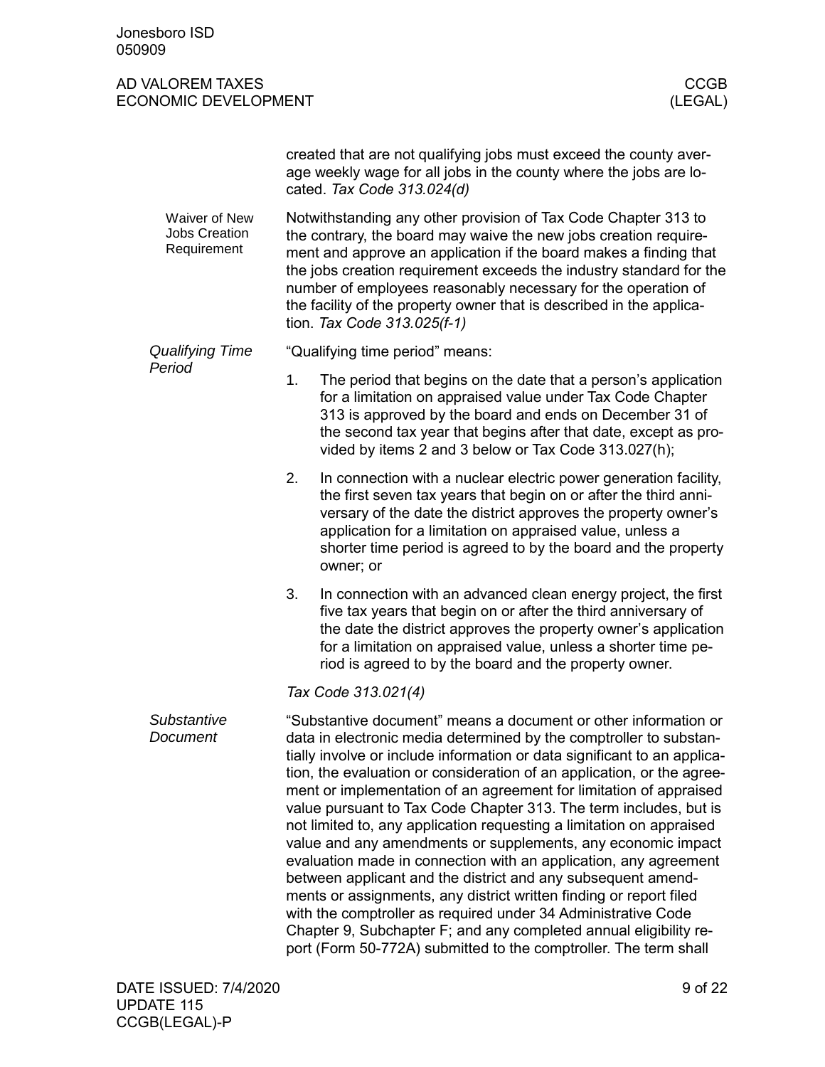created that are not qualifying jobs must exceed the county average weekly wage for all jobs in the county where the jobs are located. *Tax Code 313.024(d)*

#### Waiver of New Jobs Creation Requirement

Notwithstanding any other provision of Tax Code Chapter 313 to the contrary, the board may waive the new jobs creation requirement and approve an application if the board makes a finding that the jobs creation requirement exceeds the industry standard for the number of employees reasonably necessary for the operation of the facility of the property owner that is described in the application. *Tax Code 313.025(f-1)*

### *Qualifying Time Period*

"Qualifying time period" means:

1. The period that begins on the date that a person's application for a limitation on appraised value under Tax Code Chapter 313 is approved by the board and ends on December 31 of the second tax year that begins after that date, except as provided by items 2 and 3 below or Tax Code 313.027(h);
2. In connection with a nuclear electric power generation facility, the first seven tax years that begin on or after the third anniversary of the date the district approves the property owner's application for a limitation on appraised value, unless a shorter time period is agreed to by the board and the property owner; or
3. In connection with an advanced clean energy project, the first five tax years that begin on or after the third anniversary of the date the district approves the property owner's application for a limitation on appraised value, unless a shorter time period is agreed to by the board and the property owner.

*Tax Code 313.021(4)*

### *Substantive Document*

"Substantive document" means a document or other information or data in electronic media determined by the comptroller to substantially involve or include information or data significant to an application, the evaluation or consideration of an application, or the agreement or implementation of an agreement for limitation of appraised value pursuant to Tax Code Chapter 313. The term includes, but is not limited to, any application requesting a limitation on appraised value and any amendments or supplements, any economic impact evaluation made in connection with an application, any agreement between applicant and the district and any subsequent amendments or assignments, any district written finding or report filed with the comptroller as required under 34 Administrative Code Chapter 9, Subchapter F; and any completed annual eligibility report (Form 50-772A) submitted to the comptroller. The term shall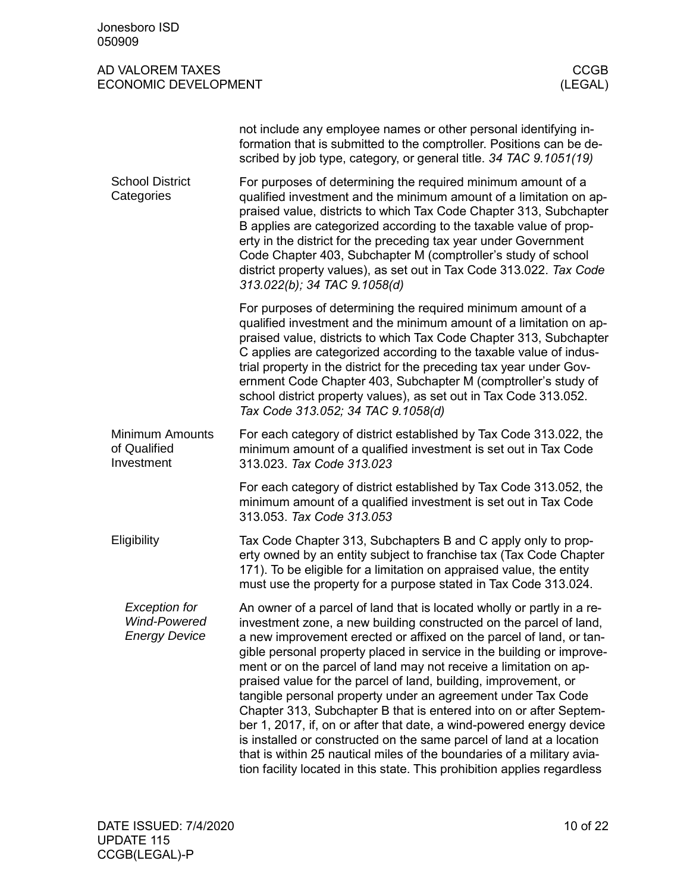not include any employee names or other personal identifying information that is submitted to the comptroller. Positions can be described by job type, category, or general title. *34 TAC 9.1051(19)*

## School District Categories

For purposes of determining the required minimum amount of a qualified investment and the minimum amount of a limitation on appraised value, districts to which Tax Code Chapter 313, Subchapter B applies are categorized according to the taxable value of property in the district for the preceding tax year under Government Code Chapter 403, Subchapter M (comptroller's study of school district property values), as set out in Tax Code 313.022. *Tax Code 313.022(b); 34 TAC 9.1058(d)*

For purposes of determining the required minimum amount of a qualified investment and the minimum amount of a limitation on appraised value, districts to which Tax Code Chapter 313, Subchapter C applies are categorized according to the taxable value of industrial property in the district for the preceding tax year under Government Code Chapter 403, Subchapter M (comptroller's study of school district property values), as set out in Tax Code 313.052. *Tax Code 313.052; 34 TAC 9.1058(d)*

## Minimum Amounts of Qualified Investment

For each category of district established by Tax Code 313.022, the minimum amount of a qualified investment is set out in Tax Code 313.023. *Tax Code 313.023*

For each category of district established by Tax Code 313.052, the minimum amount of a qualified investment is set out in Tax Code 313.053. *Tax Code 313.053*

## Eligibility

Tax Code Chapter 313, Subchapters B and C apply only to property owned by an entity subject to franchise tax (Tax Code Chapter 171). To be eligible for a limitation on appraised value, the entity must use the property for a purpose stated in Tax Code 313.024.

### *Exception for Wind-Powered Energy Device*

An owner of a parcel of land that is located wholly or partly in a reinvestment zone, a new building constructed on the parcel of land, a new improvement erected or affixed on the parcel of land, or tangible personal property placed in service in the building or improvement or on the parcel of land may not receive a limitation on appraised value for the parcel of land, building, improvement, or tangible personal property under an agreement under Tax Code Chapter 313, Subchapter B that is entered into on or after September 1, 2017, if, on or after that date, a wind-powered energy device is installed or constructed on the same parcel of land at a location that is within 25 nautical miles of the boundaries of a military aviation facility located in this state. This prohibition applies regardless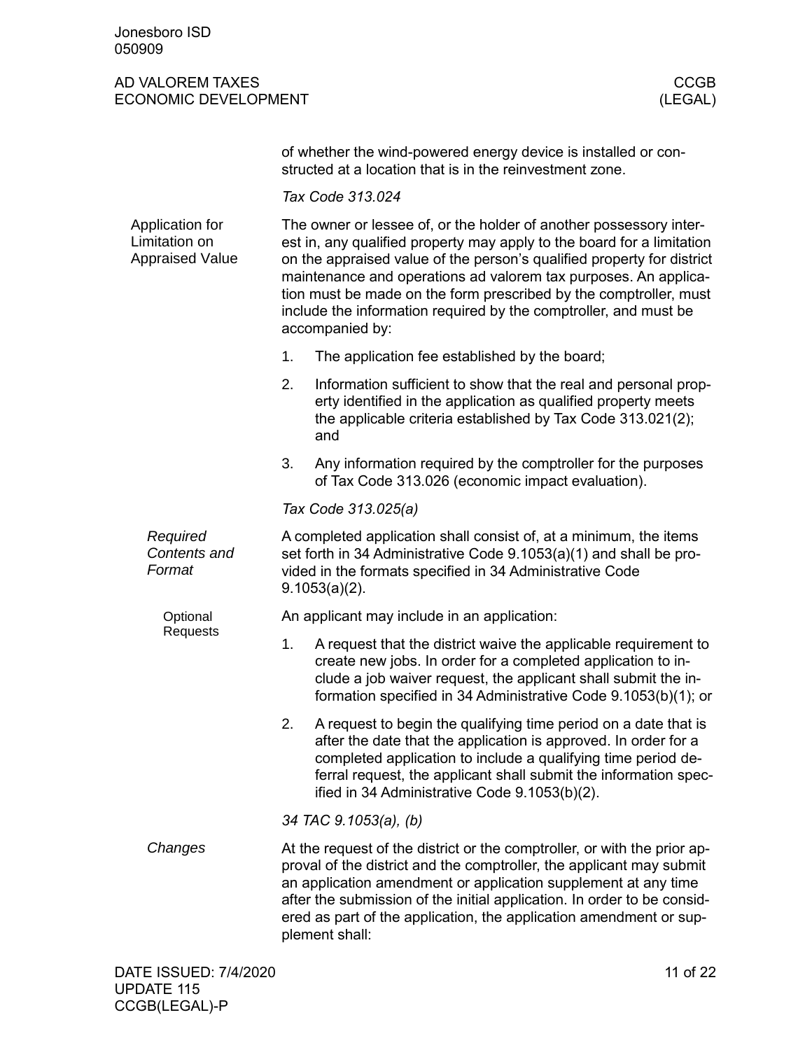of whether the wind-powered energy device is installed or constructed at a location that is in the reinvestment zone.

*Tax Code 313.024*

## Application for Limitation on Appraised Value

The owner or lessee of, or the holder of another possessory interest in, any qualified property may apply to the board for a limitation on the appraised value of the person's qualified property for district maintenance and operations ad valorem tax purposes. An application must be made on the form prescribed by the comptroller, must include the information required by the comptroller, and must be accompanied by:

1. The application fee established by the board;
2. Information sufficient to show that the real and personal property identified in the application as qualified property meets the applicable criteria established by Tax Code 313.021(2); and
3. Any information required by the comptroller for the purposes of Tax Code 313.026 (economic impact evaluation).

*Tax Code 313.025(a)*

### *Required Contents and Format*

A completed application shall consist of, at a minimum, the items set forth in 34 Administrative Code 9.1053(a)(1) and shall be provided in the formats specified in 34 Administrative Code 9.1053(a)(2).

#### Optional Requests

An applicant may include in an application:

1. A request that the district waive the applicable requirement to create new jobs. In order for a completed application to include a job waiver request, the applicant shall submit the information specified in 34 Administrative Code 9.1053(b)(1); or
2. A request to begin the qualifying time period on a date that is after the date that the application is approved. In order for a completed application to include a qualifying time period deferral request, the applicant shall submit the information specified in 34 Administrative Code 9.1053(b)(2).

*34 TAC 9.1053(a), (b)*

### *Changes*

At the request of the district or the comptroller, or with the prior approval of the district and the comptroller, the applicant may submit an application amendment or application supplement at any time after the submission of the initial application. In order to be considered as part of the application, the application amendment or supplement shall: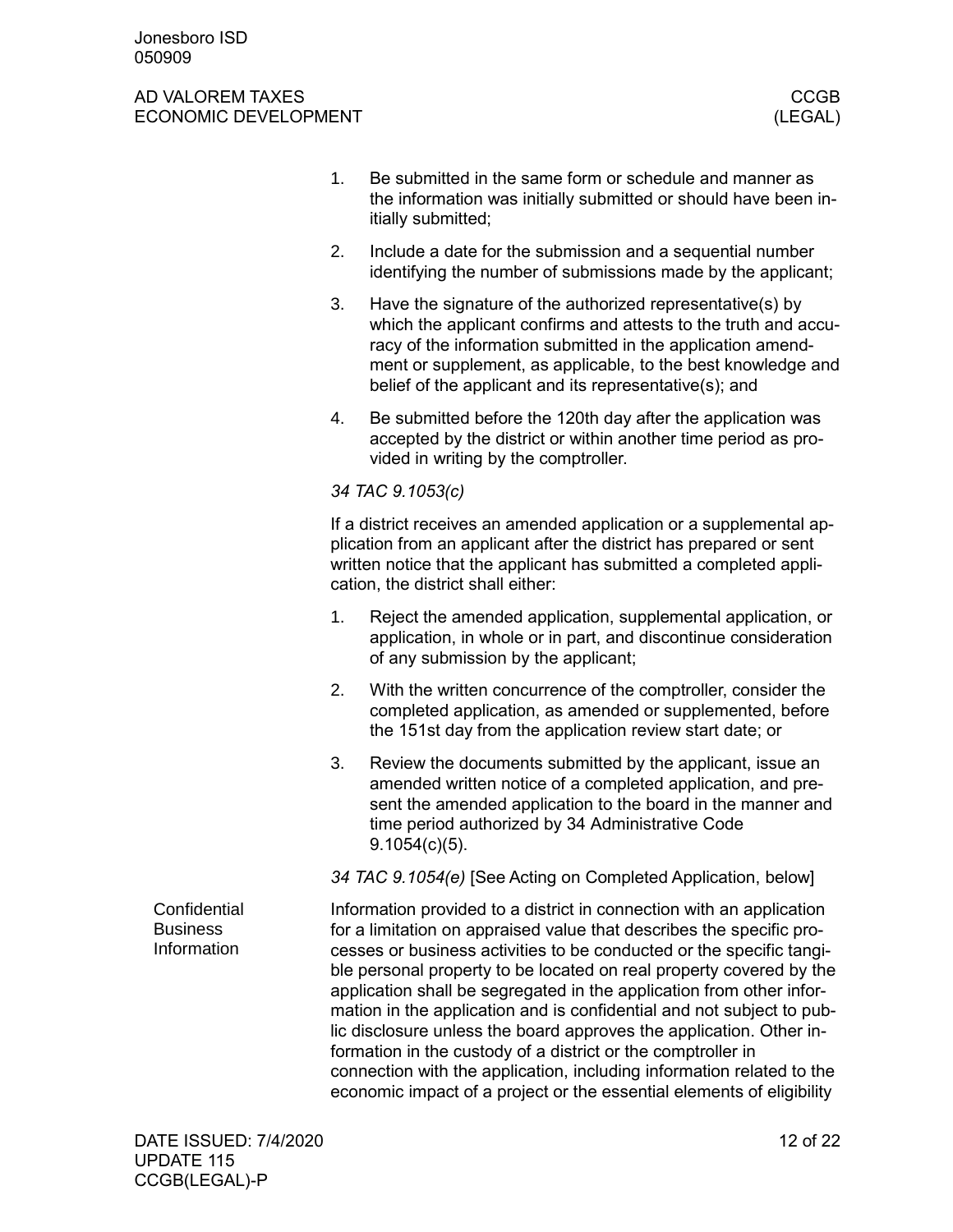1. Be submitted in the same form or schedule and manner as the information was initially submitted or should have been initially submitted;
2. Include a date for the submission and a sequential number identifying the number of submissions made by the applicant;
3. Have the signature of the authorized representative(s) by which the applicant confirms and attests to the truth and accuracy of the information submitted in the application amendment or supplement, as applicable, to the best knowledge and belief of the applicant and its representative(s); and
4. Be submitted before the 120th day after the application was accepted by the district or within another time period as provided in writing by the comptroller.

*34 TAC 9.1053(c)*

If a district receives an amended application or a supplemental application from an applicant after the district has prepared or sent written notice that the applicant has submitted a completed application, the district shall either:

1. Reject the amended application, supplemental application, or application, in whole or in part, and discontinue consideration of any submission by the applicant;
2. With the written concurrence of the comptroller, consider the completed application, as amended or supplemented, before the 151st day from the application review start date; or
3. Review the documents submitted by the applicant, issue an amended written notice of a completed application, and present the amended application to the board in the manner and time period authorized by 34 Administrative Code 9.1054(c)(5).

*34 TAC 9.1054(e)* [See Acting on Completed Application, below]

## Confidential Business Information

Information provided to a district in connection with an application for a limitation on appraised value that describes the specific processes or business activities to be conducted or the specific tangible personal property to be located on real property covered by the application shall be segregated in the application from other information in the application and is confidential and not subject to public disclosure unless the board approves the application. Other information in the custody of a district or the comptroller in connection with the application, including information related to the economic impact of a project or the essential elements of eligibility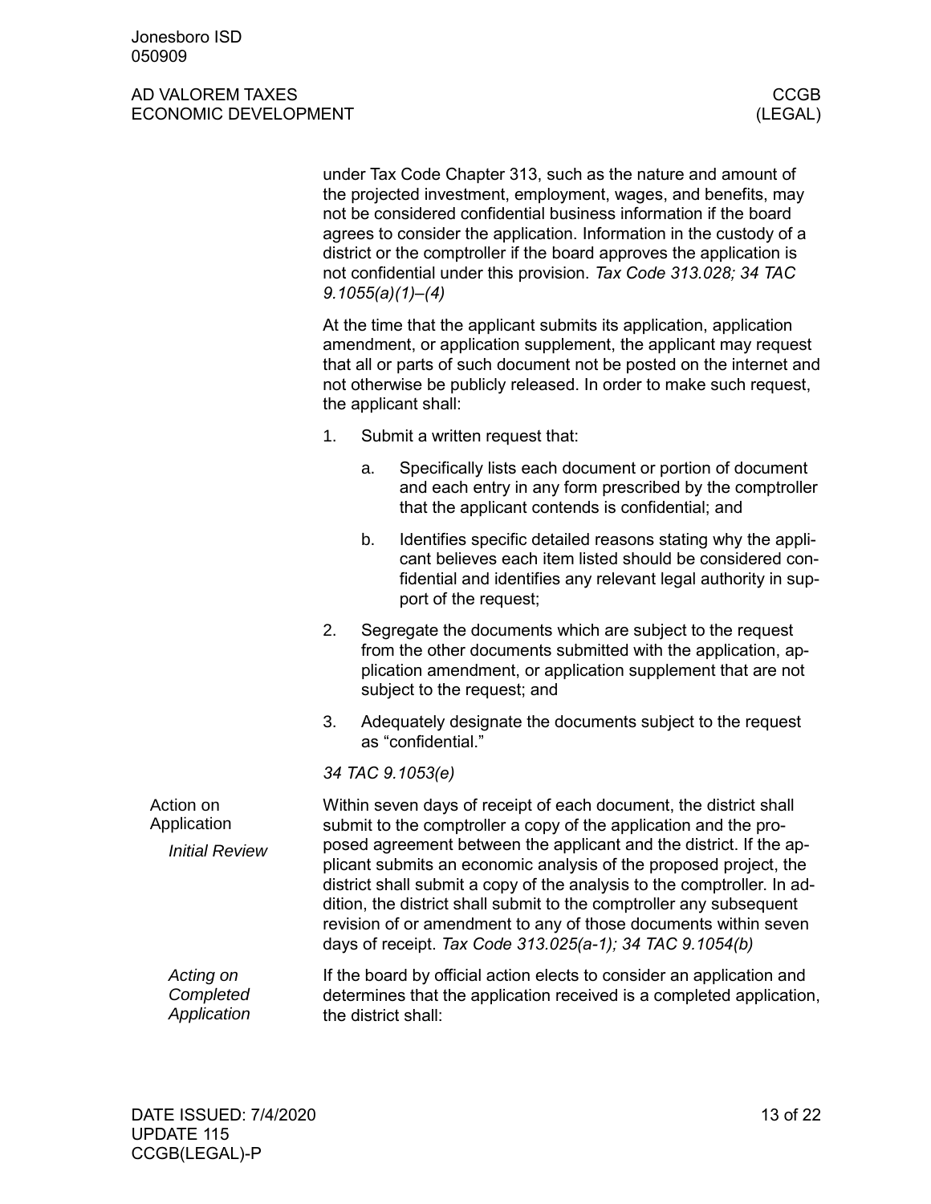under Tax Code Chapter 313, such as the nature and amount of the projected investment, employment, wages, and benefits, may not be considered confidential business information if the board agrees to consider the application. Information in the custody of a district or the comptroller if the board approves the application is not confidential under this provision. *Tax Code 313.028; 34 TAC 9.1055(a)(1)–(4)*

At the time that the applicant submits its application, application amendment, or application supplement, the applicant may request that all or parts of such document not be posted on the internet and not otherwise be publicly released. In order to make such request, the applicant shall:

1. Submit a written request that:
    a. Specifically lists each document or portion of document and each entry in any form prescribed by the comptroller that the applicant contends is confidential; and
    b. Identifies specific detailed reasons stating why the applicant believes each item listed should be considered confidential and identifies any relevant legal authority in support of the request;
2. Segregate the documents which are subject to the request from the other documents submitted with the application, application amendment, or application supplement that are not subject to the request; and
3. Adequately designate the documents subject to the request as "confidential."

*34 TAC 9.1053(e)*

## Action on Application

### *Initial Review*

Within seven days of receipt of each document, the district shall submit to the comptroller a copy of the application and the proposed agreement between the applicant and the district. If the applicant submits an economic analysis of the proposed project, the district shall submit a copy of the analysis to the comptroller. In addition, the district shall submit to the comptroller any subsequent revision of or amendment to any of those documents within seven days of receipt. *Tax Code 313.025(a-1); 34 TAC 9.1054(b)*

### *Acting on Completed Application*

If the board by official action elects to consider an application and determines that the application received is a completed application, the district shall: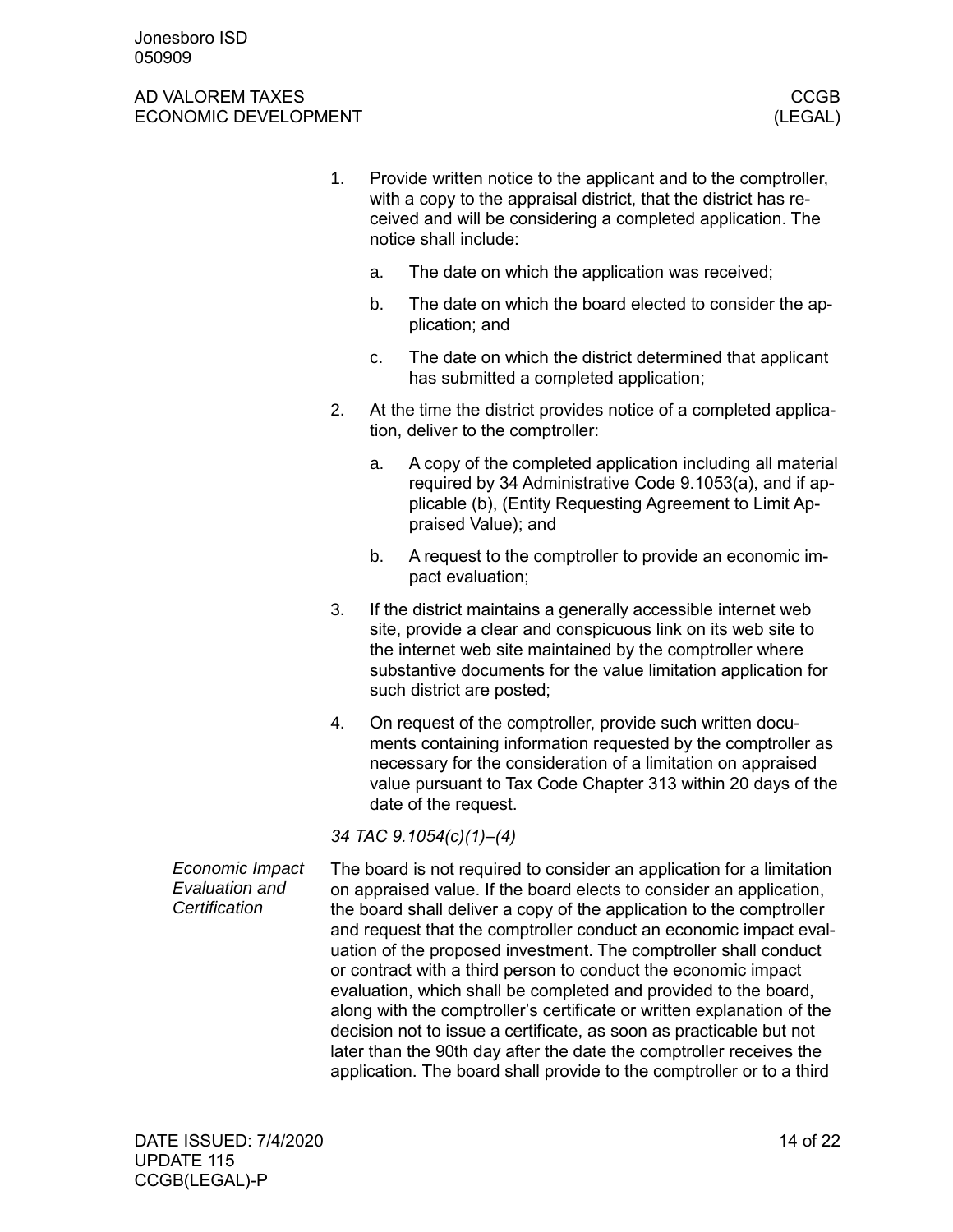1. Provide written notice to the applicant and to the comptroller, with a copy to the appraisal district, that the district has received and will be considering a completed application. The notice shall include:

    a. The date on which the application was received;

    b. The date on which the board elected to consider the application; and

    c. The date on which the district determined that applicant has submitted a completed application;

2. At the time the district provides notice of a completed application, deliver to the comptroller:

    a. A copy of the completed application including all material required by 34 Administrative Code 9.1053(a), and if applicable (b), (Entity Requesting Agreement to Limit Appraised Value); and

    b. A request to the comptroller to provide an economic impact evaluation;

3. If the district maintains a generally accessible internet web site, provide a clear and conspicuous link on its web site to the internet web site maintained by the comptroller where substantive documents for the value limitation application for such district are posted;

4. On request of the comptroller, provide such written documents containing information requested by the comptroller as necessary for the consideration of a limitation on appraised value pursuant to Tax Code Chapter 313 within 20 days of the date of the request.

*34 TAC 9.1054(c)(1)–(4)*

*Economic Impact Evaluation and Certification*

The board is not required to consider an application for a limitation on appraised value. If the board elects to consider an application, the board shall deliver a copy of the application to the comptroller and request that the comptroller conduct an economic impact evaluation of the proposed investment. The comptroller shall conduct or contract with a third person to conduct the economic impact evaluation, which shall be completed and provided to the board, along with the comptroller's certificate or written explanation of the decision not to issue a certificate, as soon as practicable but not later than the 90th day after the date the comptroller receives the application. The board shall provide to the comptroller or to a third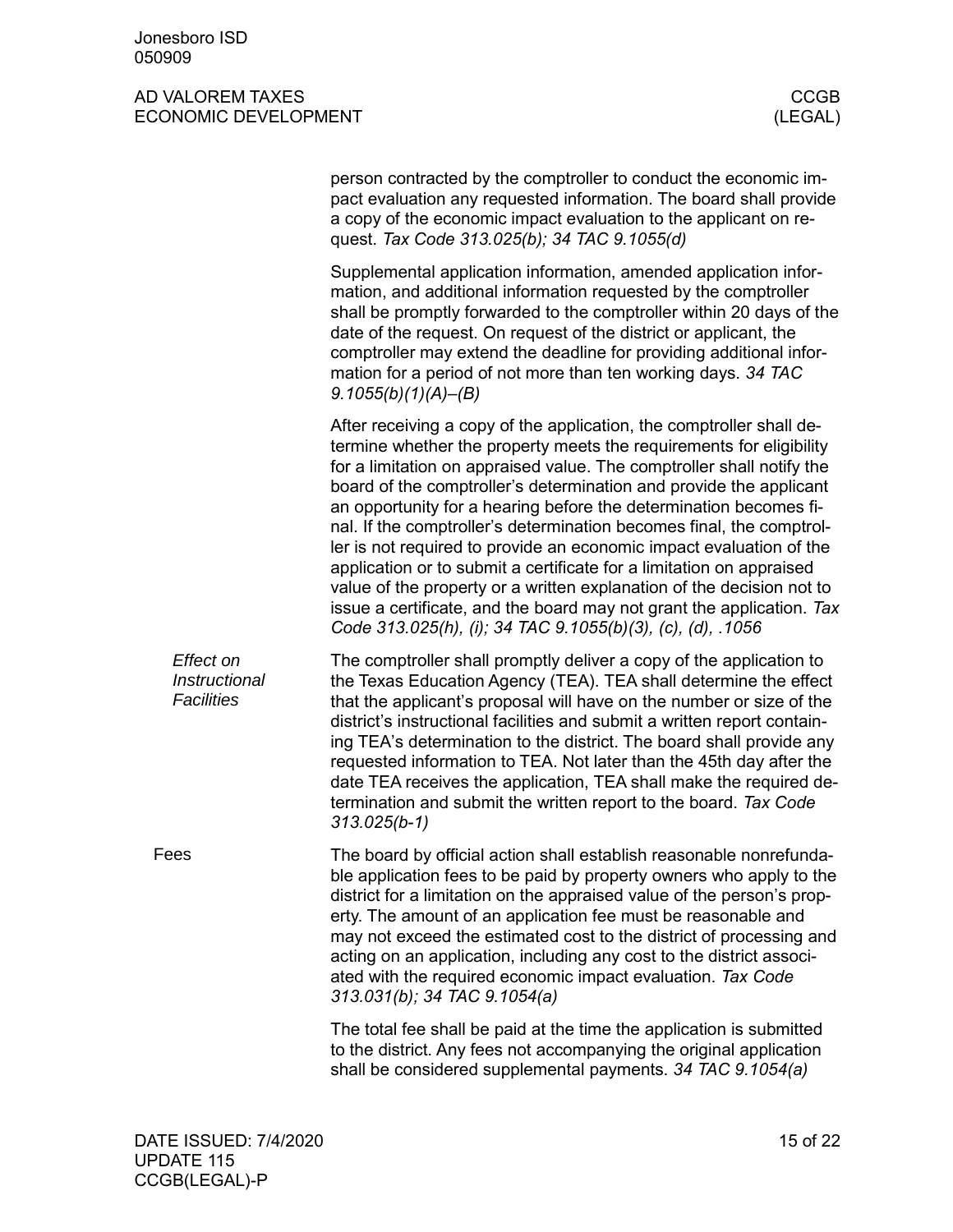person contracted by the comptroller to conduct the economic impact evaluation any requested information. The board shall provide a copy of the economic impact evaluation to the applicant on request. *Tax Code 313.025(b); 34 TAC 9.1055(d)*

Supplemental application information, amended application information, and additional information requested by the comptroller shall be promptly forwarded to the comptroller within 20 days of the date of the request. On request of the district or applicant, the comptroller may extend the deadline for providing additional information for a period of not more than ten working days. *34 TAC 9.1055(b)(1)(A)–(B)*

After receiving a copy of the application, the comptroller shall determine whether the property meets the requirements for eligibility for a limitation on appraised value. The comptroller shall notify the board of the comptroller's determination and provide the applicant an opportunity for a hearing before the determination becomes final. If the comptroller's determination becomes final, the comptroller is not required to provide an economic impact evaluation of the application or to submit a certificate for a limitation on appraised value of the property or a written explanation of the decision not to issue a certificate, and the board may not grant the application. *Tax Code 313.025(h), (i); 34 TAC 9.1055(b)(3), (c), (d), .1056*

### *Effect on Instructional Facilities*

The comptroller shall promptly deliver a copy of the application to the Texas Education Agency (TEA). TEA shall determine the effect that the applicant's proposal will have on the number or size of the district's instructional facilities and submit a written report containing TEA's determination to the district. The board shall provide any requested information to TEA. Not later than the 45th day after the date TEA receives the application, TEA shall make the required determination and submit the written report to the board. *Tax Code 313.025(b-1)*

## Fees

The board by official action shall establish reasonable nonrefundable application fees to be paid by property owners who apply to the district for a limitation on the appraised value of the person's property. The amount of an application fee must be reasonable and may not exceed the estimated cost to the district of processing and acting on an application, including any cost to the district associated with the required economic impact evaluation. *Tax Code 313.031(b); 34 TAC 9.1054(a)*

The total fee shall be paid at the time the application is submitted to the district. Any fees not accompanying the original application shall be considered supplemental payments. *34 TAC 9.1054(a)*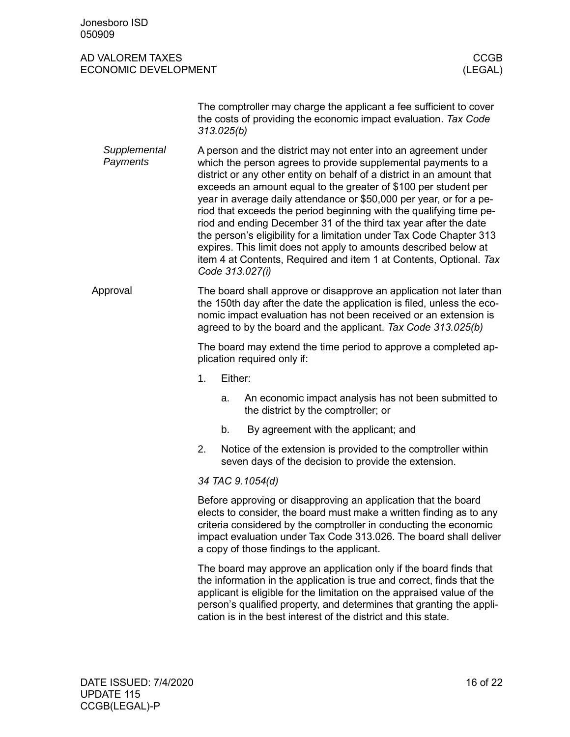The comptroller may charge the applicant a fee sufficient to cover the costs of providing the economic impact evaluation. *Tax Code 313.025(b)*

*Supplemental Payments*

A person and the district may not enter into an agreement under which the person agrees to provide supplemental payments to a district or any other entity on behalf of a district in an amount that exceeds an amount equal to the greater of $100 per student per year in average daily attendance or $50,000 per year, or for a period that exceeds the period beginning with the qualifying time period and ending December 31 of the third tax year after the date the person's eligibility for a limitation under Tax Code Chapter 313 expires. This limit does not apply to amounts described below at item 4 at Contents, Required and item 1 at Contents, Optional. *Tax Code 313.027(i)*

## Approval

The board shall approve or disapprove an application not later than the 150th day after the date the application is filed, unless the economic impact evaluation has not been received or an extension is agreed to by the board and the applicant. *Tax Code 313.025(b)*

The board may extend the time period to approve a completed application required only if:

1. Either:
   a. An economic impact analysis has not been submitted to the district by the comptroller; or
   b. By agreement with the applicant; and
2. Notice of the extension is provided to the comptroller within seven days of the decision to provide the extension.

*34 TAC 9.1054(d)*

Before approving or disapproving an application that the board elects to consider, the board must make a written finding as to any criteria considered by the comptroller in conducting the economic impact evaluation under Tax Code 313.026. The board shall deliver a copy of those findings to the applicant.

The board may approve an application only if the board finds that the information in the application is true and correct, finds that the applicant is eligible for the limitation on the appraised value of the person's qualified property, and determines that granting the application is in the best interest of the district and this state.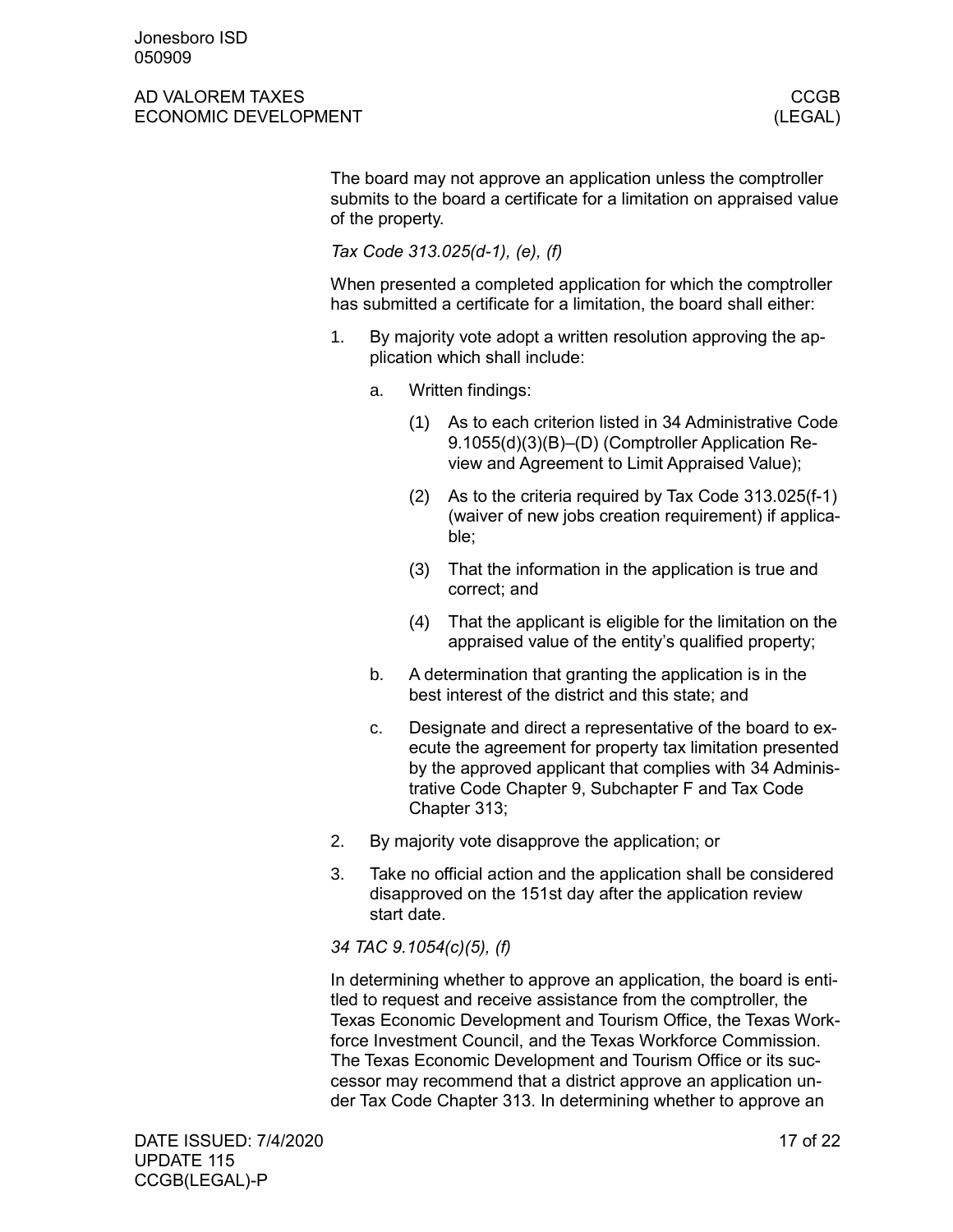The board may not approve an application unless the comptroller submits to the board a certificate for a limitation on appraised value of the property.

*Tax Code 313.025(d-1), (e), (f)*

When presented a completed application for which the comptroller has submitted a certificate for a limitation, the board shall either:

1. By majority vote adopt a written resolution approving the application which shall include:
   a. Written findings:
      (1) As to each criterion listed in 34 Administrative Code 9.1055(d)(3)(B)–(D) (Comptroller Application Review and Agreement to Limit Appraised Value);
      (2) As to the criteria required by Tax Code 313.025(f-1) (waiver of new jobs creation requirement) if applicable;
      (3) That the information in the application is true and correct; and
      (4) That the applicant is eligible for the limitation on the appraised value of the entity's qualified property;
   b. A determination that granting the application is in the best interest of the district and this state; and
   c. Designate and direct a representative of the board to execute the agreement for property tax limitation presented by the approved applicant that complies with 34 Administrative Code Chapter 9, Subchapter F and Tax Code Chapter 313;
2. By majority vote disapprove the application; or
3. Take no official action and the application shall be considered disapproved on the 151st day after the application review start date.

*34 TAC 9.1054(c)(5), (f)*

In determining whether to approve an application, the board is entitled to request and receive assistance from the comptroller, the Texas Economic Development and Tourism Office, the Texas Workforce Investment Council, and the Texas Workforce Commission. The Texas Economic Development and Tourism Office or its successor may recommend that a district approve an application under Tax Code Chapter 313. In determining whether to approve an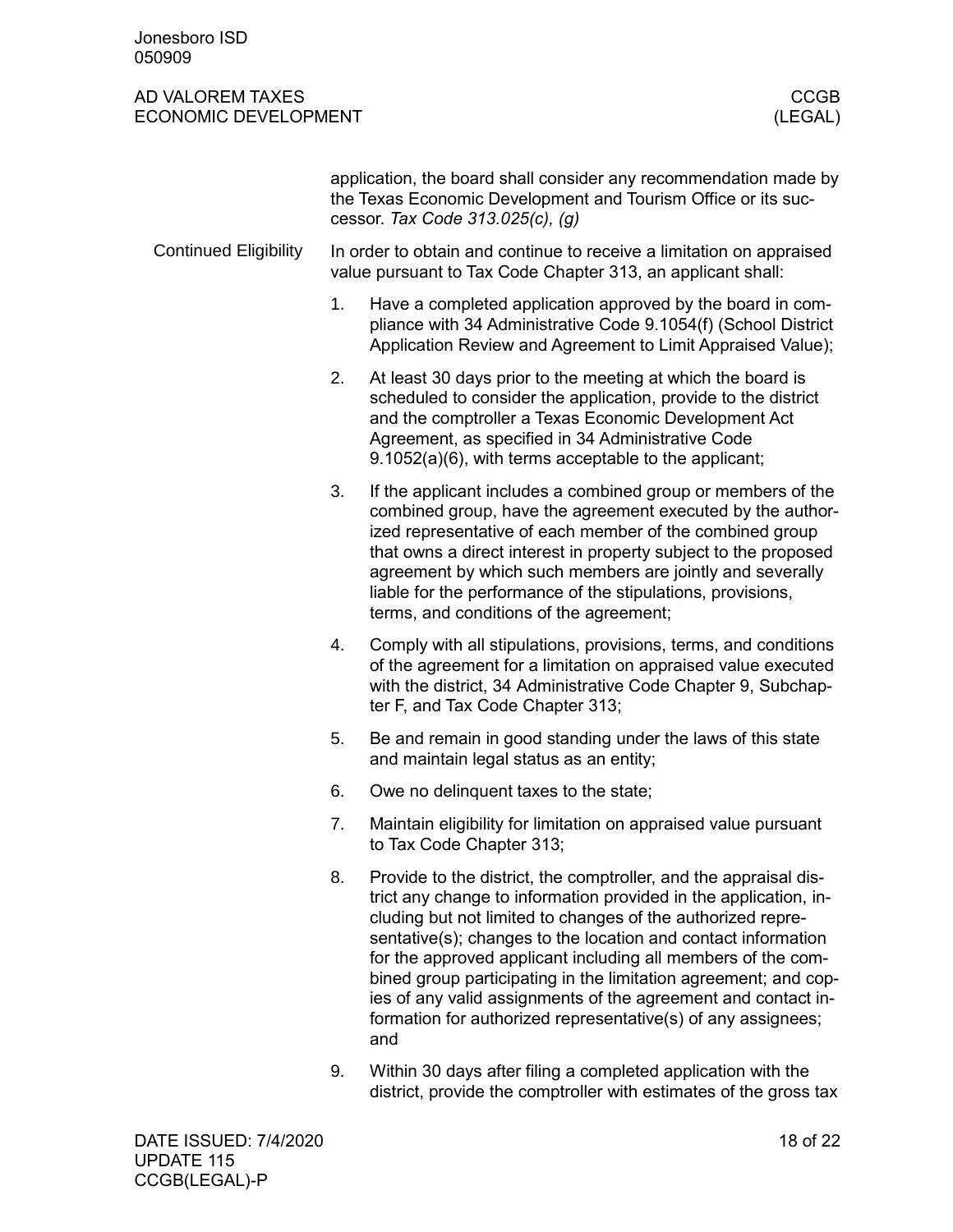application, the board shall consider any recommendation made by the Texas Economic Development and Tourism Office or its successor. *Tax Code 313.025(c), (g)*

## Continued Eligibility

In order to obtain and continue to receive a limitation on appraised value pursuant to Tax Code Chapter 313, an applicant shall:

1. Have a completed application approved by the board in compliance with 34 Administrative Code 9.1054(f) (School District Application Review and Agreement to Limit Appraised Value);
2. At least 30 days prior to the meeting at which the board is scheduled to consider the application, provide to the district and the comptroller a Texas Economic Development Act Agreement, as specified in 34 Administrative Code 9.1052(a)(6), with terms acceptable to the applicant;
3. If the applicant includes a combined group or members of the combined group, have the agreement executed by the authorized representative of each member of the combined group that owns a direct interest in property subject to the proposed agreement by which such members are jointly and severally liable for the performance of the stipulations, provisions, terms, and conditions of the agreement;
4. Comply with all stipulations, provisions, terms, and conditions of the agreement for a limitation on appraised value executed with the district, 34 Administrative Code Chapter 9, Subchapter F, and Tax Code Chapter 313;
5. Be and remain in good standing under the laws of this state and maintain legal status as an entity;
6. Owe no delinquent taxes to the state;
7. Maintain eligibility for limitation on appraised value pursuant to Tax Code Chapter 313;
8. Provide to the district, the comptroller, and the appraisal district any change to information provided in the application, including but not limited to changes of the authorized representative(s); changes to the location and contact information for the approved applicant including all members of the combined group participating in the limitation agreement; and copies of any valid assignments of the agreement and contact information for authorized representative(s) of any assignees; and
9. Within 30 days after filing a completed application with the district, provide the comptroller with estimates of the gross tax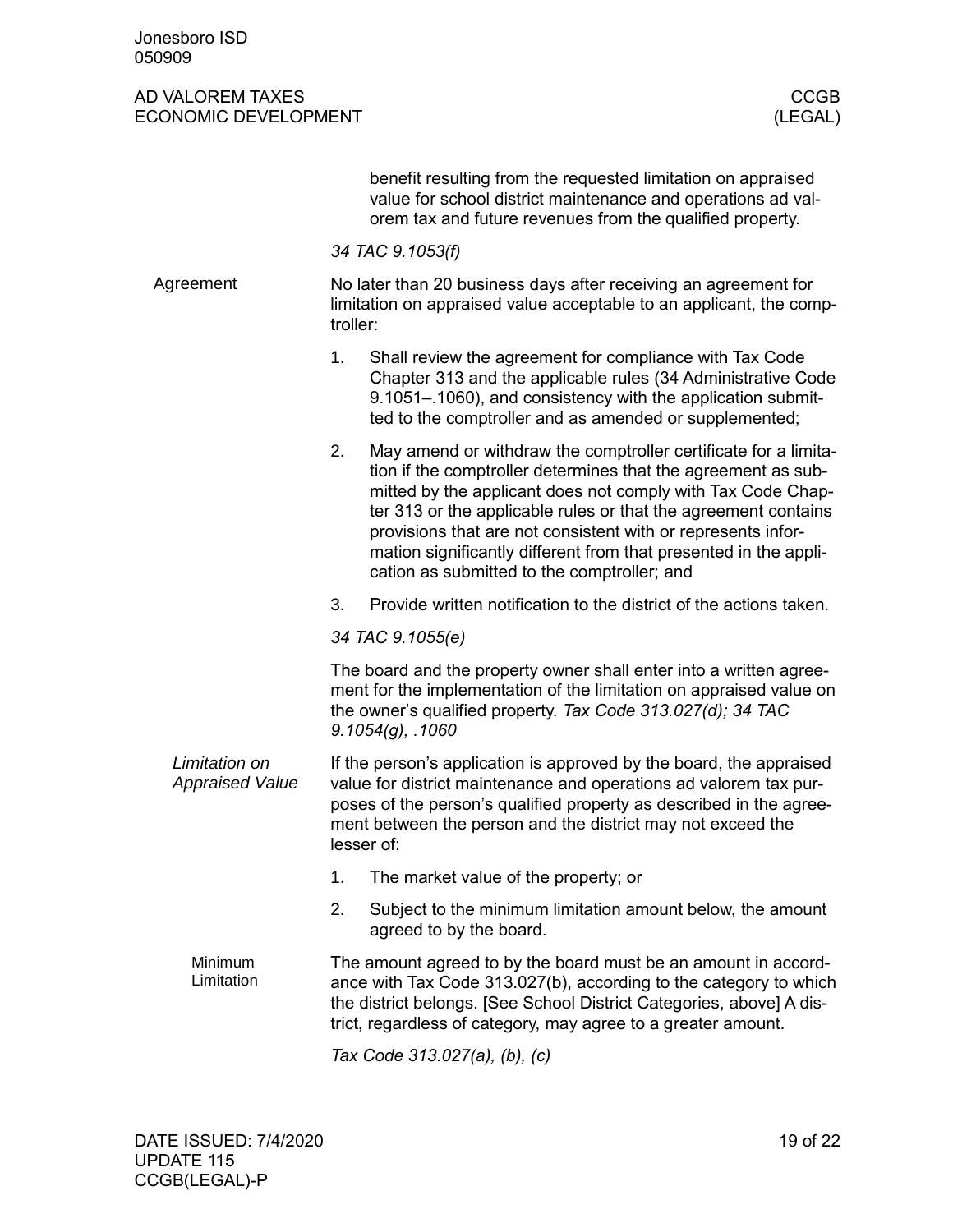benefit resulting from the requested limitation on appraised value for school district maintenance and operations ad valorem tax and future revenues from the qualified property.

*34 TAC 9.1053(f)*

## Agreement

No later than 20 business days after receiving an agreement for limitation on appraised value acceptable to an applicant, the comptroller:

1. Shall review the agreement for compliance with Tax Code Chapter 313 and the applicable rules (34 Administrative Code 9.1051–.1060), and consistency with the application submitted to the comptroller and as amended or supplemented;
2. May amend or withdraw the comptroller certificate for a limitation if the comptroller determines that the agreement as submitted by the applicant does not comply with Tax Code Chapter 313 or the applicable rules or that the agreement contains provisions that are not consistent with or represents information significantly different from that presented in the application as submitted to the comptroller; and
3. Provide written notification to the district of the actions taken.

*34 TAC 9.1055(e)*

The board and the property owner shall enter into a written agreement for the implementation of the limitation on appraised value on the owner's qualified property. *Tax Code 313.027(d); 34 TAC 9.1054(g), .1060*

### *Limitation on Appraised Value*

If the person's application is approved by the board, the appraised value for district maintenance and operations ad valorem tax purposes of the person's qualified property as described in the agreement between the person and the district may not exceed the lesser of:

1. The market value of the property; or
2. Subject to the minimum limitation amount below, the amount agreed to by the board.

#### Minimum Limitation

The amount agreed to by the board must be an amount in accordance with Tax Code 313.027(b), according to the category to which the district belongs. [See School District Categories, above] A district, regardless of category, may agree to a greater amount.

*Tax Code 313.027(a), (b), (c)*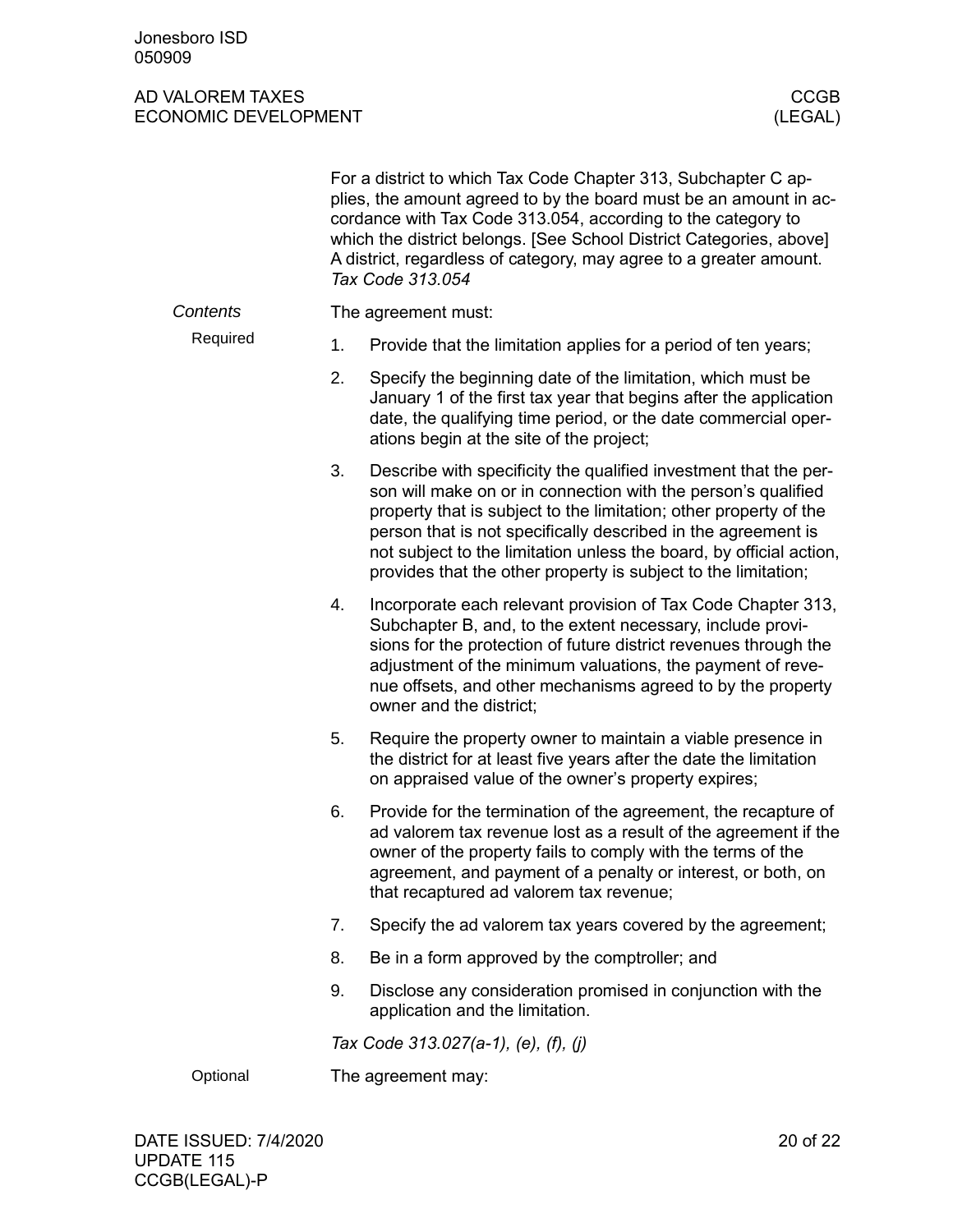For a district to which Tax Code Chapter 313, Subchapter C applies, the amount agreed to by the board must be an amount in accordance with Tax Code 313.054, according to the category to which the district belongs. [See School District Categories, above] A district, regardless of category, may agree to a greater amount. *Tax Code 313.054*

### *Contents*

#### Required

The agreement must:

1. Provide that the limitation applies for a period of ten years;
2. Specify the beginning date of the limitation, which must be January 1 of the first tax year that begins after the application date, the qualifying time period, or the date commercial operations begin at the site of the project;
3. Describe with specificity the qualified investment that the person will make on or in connection with the person's qualified property that is subject to the limitation; other property of the person that is not specifically described in the agreement is not subject to the limitation unless the board, by official action, provides that the other property is subject to the limitation;
4. Incorporate each relevant provision of Tax Code Chapter 313, Subchapter B, and, to the extent necessary, include provisions for the protection of future district revenues through the adjustment of the minimum valuations, the payment of revenue offsets, and other mechanisms agreed to by the property owner and the district;
5. Require the property owner to maintain a viable presence in the district for at least five years after the date the limitation on appraised value of the owner's property expires;
6. Provide for the termination of the agreement, the recapture of ad valorem tax revenue lost as a result of the agreement if the owner of the property fails to comply with the terms of the agreement, and payment of a penalty or interest, or both, on that recaptured ad valorem tax revenue;
7. Specify the ad valorem tax years covered by the agreement;
8. Be in a form approved by the comptroller; and
9. Disclose any consideration promised in conjunction with the application and the limitation.

*Tax Code 313.027(a-1), (e), (f), (j)*

#### Optional

The agreement may: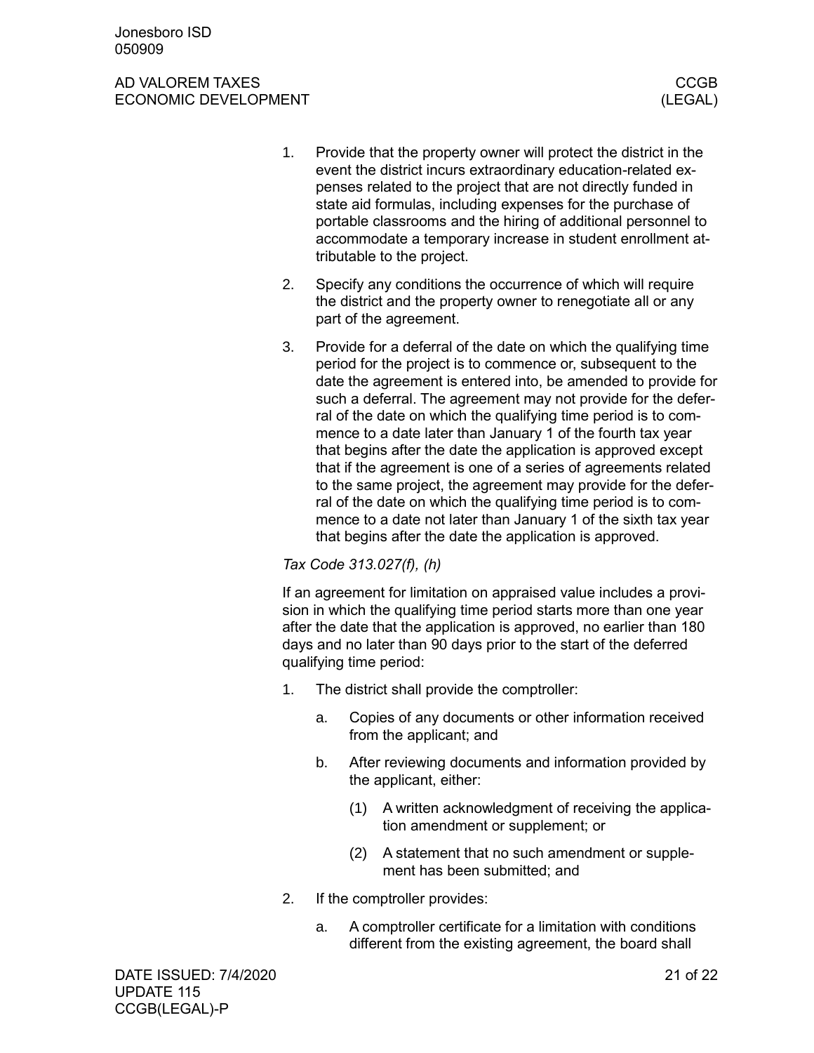1. Provide that the property owner will protect the district in the event the district incurs extraordinary education-related expenses related to the project that are not directly funded in state aid formulas, including expenses for the purchase of portable classrooms and the hiring of additional personnel to accommodate a temporary increase in student enrollment attributable to the project.
2. Specify any conditions the occurrence of which will require the district and the property owner to renegotiate all or any part of the agreement.
3. Provide for a deferral of the date on which the qualifying time period for the project is to commence or, subsequent to the date the agreement is entered into, be amended to provide for such a deferral. The agreement may not provide for the deferral of the date on which the qualifying time period is to commence to a date later than January 1 of the fourth tax year that begins after the date the application is approved except that if the agreement is one of a series of agreements related to the same project, the agreement may provide for the deferral of the date on which the qualifying time period is to commence to a date not later than January 1 of the sixth tax year that begins after the date the application is approved.

*Tax Code 313.027(f), (h)*

If an agreement for limitation on appraised value includes a provision in which the qualifying time period starts more than one year after the date that the application is approved, no earlier than 180 days and no later than 90 days prior to the start of the deferred qualifying time period:

1. The district shall provide the comptroller:
    a. Copies of any documents or other information received from the applicant; and
    b. After reviewing documents and information provided by the applicant, either:
        (1) A written acknowledgment of receiving the application amendment or supplement; or
        (2) A statement that no such amendment or supplement has been submitted; and
2. If the comptroller provides:
    a. A comptroller certificate for a limitation with conditions different from the existing agreement, the board shall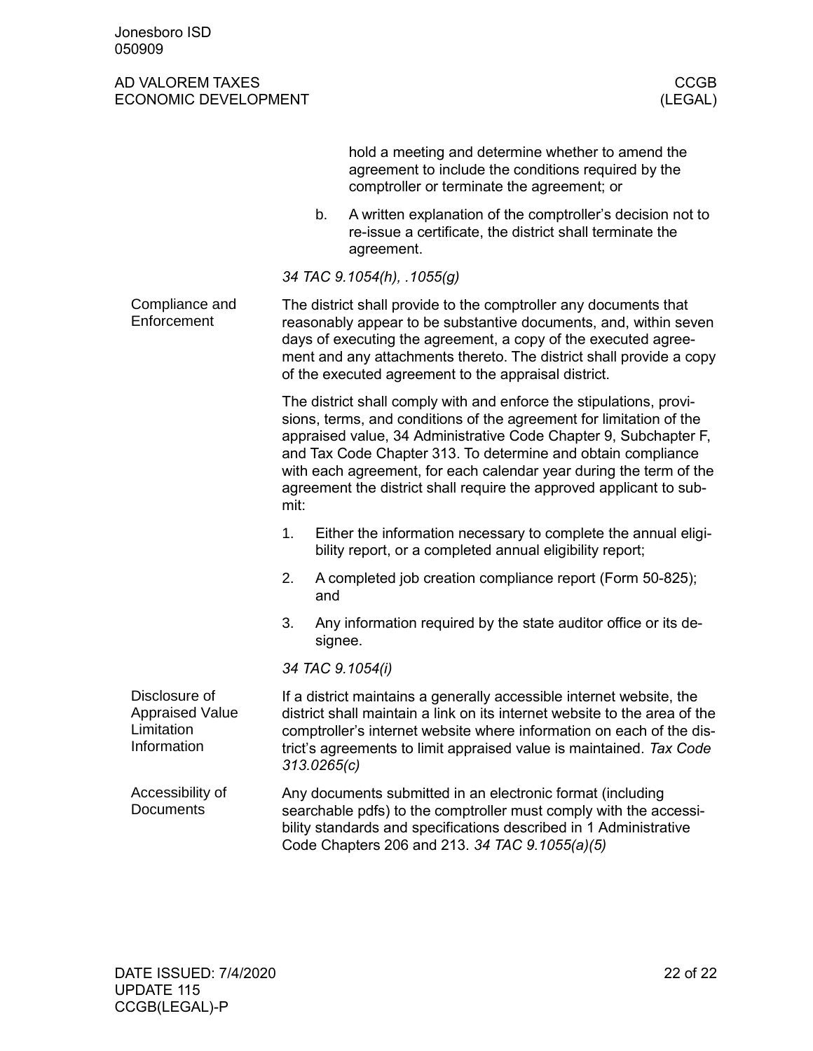hold a meeting and determine whether to amend the agreement to include the conditions required by the comptroller or terminate the agreement; or

b. A written explanation of the comptroller's decision not to re-issue a certificate, the district shall terminate the agreement.

*34 TAC 9.1054(h), .1055(g)*

## Compliance and Enforcement

The district shall provide to the comptroller any documents that reasonably appear to be substantive documents, and, within seven days of executing the agreement, a copy of the executed agreement and any attachments thereto. The district shall provide a copy of the executed agreement to the appraisal district.

The district shall comply with and enforce the stipulations, provisions, terms, and conditions of the agreement for limitation of the appraised value, 34 Administrative Code Chapter 9, Subchapter F, and Tax Code Chapter 313. To determine and obtain compliance with each agreement, for each calendar year during the term of the agreement the district shall require the approved applicant to submit:

1. Either the information necessary to complete the annual eligibility report, or a completed annual eligibility report;
2. A completed job creation compliance report (Form 50-825); and
3. Any information required by the state auditor office or its designee.

*34 TAC 9.1054(i)*

## Disclosure of Appraised Value Limitation Information

If a district maintains a generally accessible internet website, the district shall maintain a link on its internet website to the area of the comptroller's internet website where information on each of the district's agreements to limit appraised value is maintained. *Tax Code 313.0265(c)*

## Accessibility of Documents

Any documents submitted in an electronic format (including searchable pdfs) to the comptroller must comply with the accessibility standards and specifications described in 1 Administrative Code Chapters 206 and 213. *34 TAC 9.1055(a)(5)*